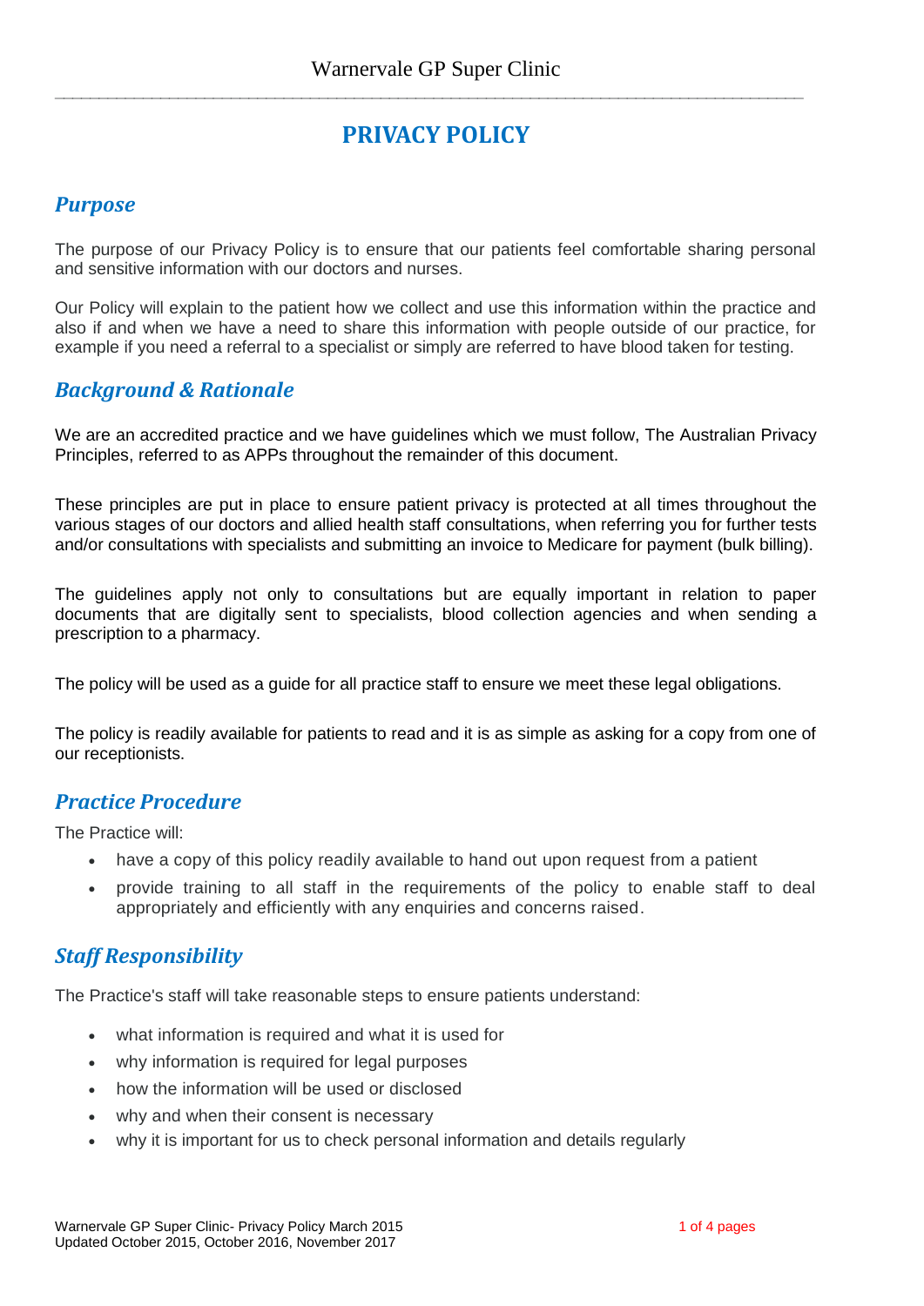# PRIVACY POLICY

## *Purpose*

The purpose of our Privacy Policy is to ensure that our patients feel comfortable sharing personal and sensitive information with our doctors and nurses.

Our Policy will explain to the patient how we collect and use this information within the practice and also if and when we have a need to share this information with people outside of our practice, for example if you need a referral to a specialist or simply are referred to have blood taken for testing.

## *Background & Rationale*

We are an accredited practice and we have guidelines which we must follow, The Australian Privacy Principles, referred to as APPs throughout the remainder of this document.

These principles are put in place to ensure patient privacy is protected at all times throughout the various stages of our doctors and allied health staff consultations, when referring you for further tests and/or consultations with specialists and submitting an invoice to Medicare for payment (bulk billing).

The guidelines apply not only to consultations but are equally important in relation to paper documents that are digitally sent to specialists, blood collection agencies and when sending a prescription to a pharmacy.

The policy will be used as a guide for all practice staff to ensure we meet these legal obligations.

The policy is readily available for patients to read and it is as simple as asking for a copy from one of our receptionists.

## *Practice Procedure*

The Practice will:

- have a copy of this policy readily available to hand out upon request from a patient
- provide training to all staff in the requirements of the policy to enable staff to deal appropriately and efficiently with any enquiries and concerns raised.

## *Staff Responsibility*

The Practice's staff will take reasonable steps to ensure patients understand:

- what information is required and what it is used for
- why information is required for legal purposes
- how the information will be used or disclosed
- why and when their consent is necessary
- why it is important for us to check personal information and details regularly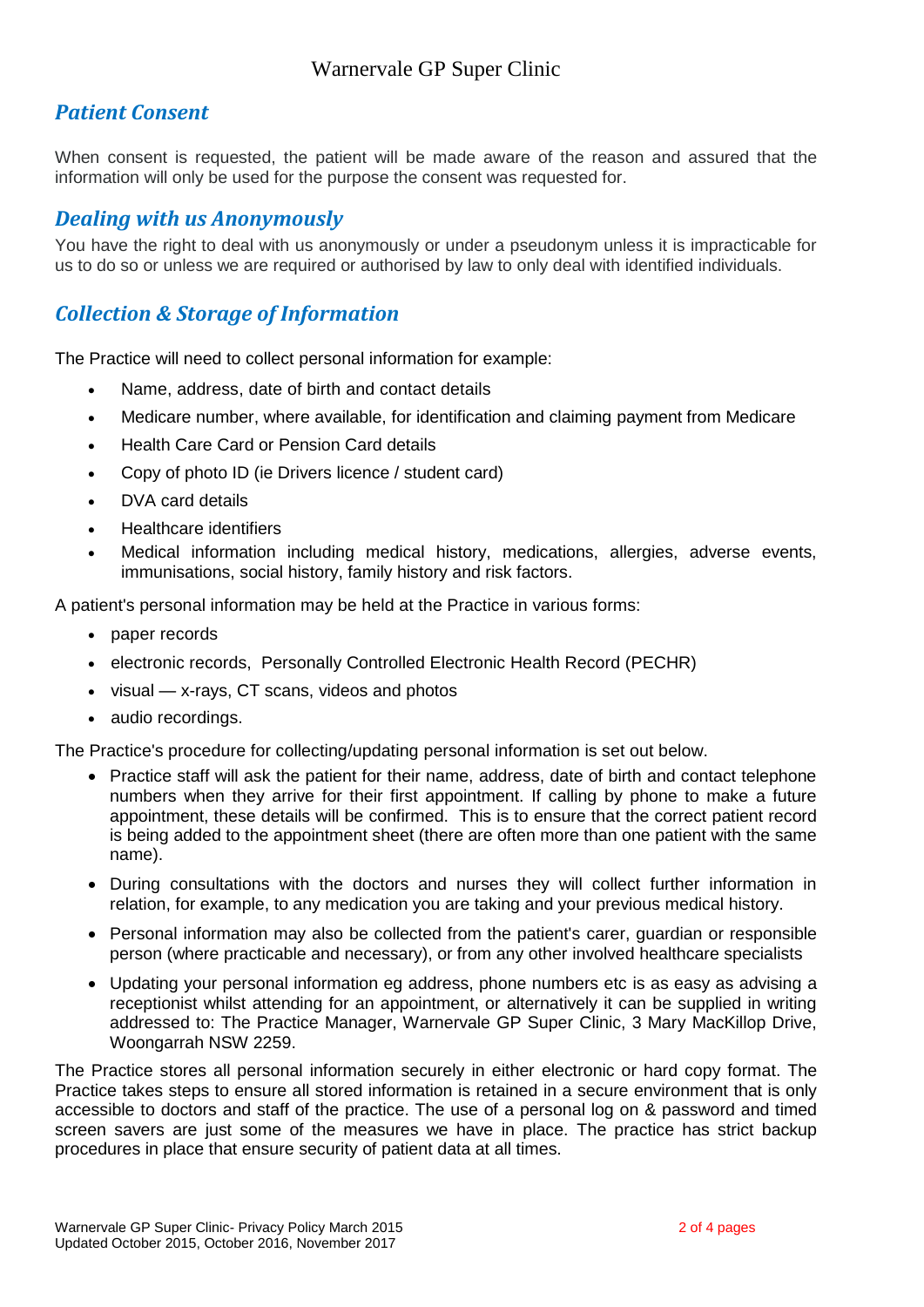## Patient Consent

When consent is requested, the patient will be made aware of the reason and assured that the information will only be used for the purpose the consent was requested for.

## Dealing with us Anonymously

You have the right to deal with us anonymously or under a pseudonym unless it is impracticable for us to do so or unless we are required or authorised by law to only deal with identified individuals.

## Collection & Storage of Information

The Practice will need to collect personal information for example:

- Name, address, date of birth and contact details
- Medicare number, where available, for identification and claiming payment from Medicare
- Health Care Card or Pension Card details
- Copy of photo ID (ie Drivers licence / student card)
- DVA card details
- Healthcare identifiers
- Medical information including medical history, medications, allergies, adverse events, immunisations, social history, family history and risk factors.

A patient's personal information may be held at the Practice in various forms:

- paper records
- electronic records, Personally Controlled Electronic Health Record (PECHR)
- visual — x-rays, CT scans, videos and photos
- audio recordings.

The Practice's procedure for collecting/updating personal information is set out below.

- Practice staff will ask the patient for their name, address, date of birth and contact telephone numbers when they arrive for their first appointment. If calling by phone to make a future appointment, these details will be confirmed. This is to ensure that the correct patient record is being added to the appointment sheet (there are often more than one patient with the same name).
- During consultations with the doctors and nurses they will collect further information in relation, for example, to any medication you are taking and your previous medical history.
- Personal information may also be collected from the patient's carer, guardian or responsible person (where practicable and necessary), or from any other involved healthcare specialists
- Updating your personal information eg address, phone numbers etc is as easy as advising a receptionist whilst attending for an appointment, or alternatively it can be supplied in writing addressed to: The Practice Manager, Warnervale GP Super Clinic, 3 Mary MacKillop Drive, Woongarrah NSW 2259.

The Practice stores all personal information securely in either electronic or hard copy format. The Practice takes steps to ensure all stored information is retained in a secure environment that is only accessible to doctors and staff of the practice. The use of a personal log on & password and timed screen savers are just some of the measures we have in place. The practice has strict backup procedures in place that ensure security of patient data at all times.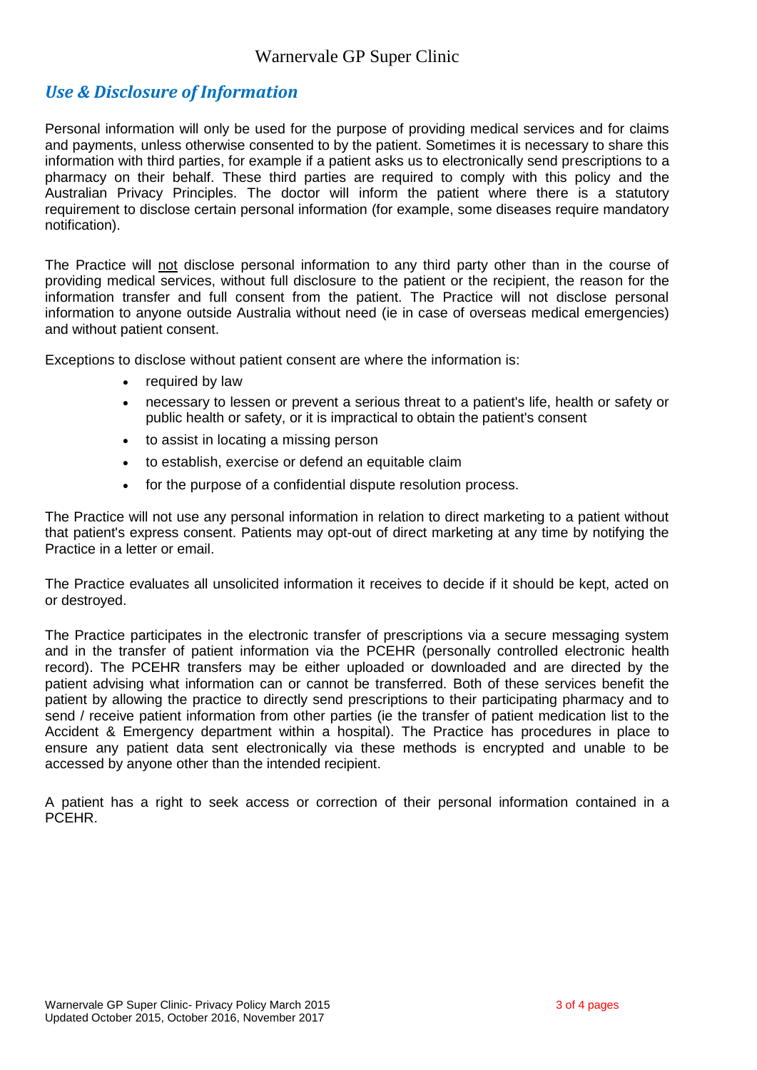## *Use & Disclosure of Information*

Personal information will only be used for the purpose of providing medical services and for claims and payments, unless otherwise consented to by the patient. Sometimes it is necessary to share this information with third parties, for example if a patient asks us to electronically send prescriptions to a pharmacy on their behalf. These third parties are required to comply with this policy and the Australian Privacy Principles. The doctor will inform the patient where there is a statutory requirement to disclose certain personal information (for example, some diseases require mandatory notification).

The Practice will <u>not</u> disclose personal information to any third party other than in the course of providing medical services, without full disclosure to the patient or the recipient, the reason for the information transfer and full consent from the patient. The Practice will not disclose personal information to anyone outside Australia without need (ie in case of overseas medical emergencies) and without patient consent.

Exceptions to disclose without patient consent are where the information is:

- required by law
- necessary to lessen or prevent a serious threat to a patient's life, health or safety or public health or safety, or it is impractical to obtain the patient's consent
- to assist in locating a missing person
- to establish, exercise or defend an equitable claim
- for the purpose of a confidential dispute resolution process.

The Practice will not use any personal information in relation to direct marketing to a patient without that patient's express consent. Patients may opt-out of direct marketing at any time by notifying the Practice in a letter or email.

The Practice evaluates all unsolicited information it receives to decide if it should be kept, acted on or destroyed.

The Practice participates in the electronic transfer of prescriptions via a secure messaging system and in the transfer of patient information via the PCEHR (personally controlled electronic health record). The PCEHR transfers may be either uploaded or downloaded and are directed by the patient advising what information can or cannot be transferred. Both of these services benefit the patient by allowing the practice to directly send prescriptions to their participating pharmacy and to send / receive patient information from other parties (ie the transfer of patient medication list to the Accident & Emergency department within a hospital). The Practice has procedures in place to ensure any patient data sent electronically via these methods is encrypted and unable to be accessed by anyone other than the intended recipient.

A patient has a right to seek access or correction of their personal information contained in a PCEHR.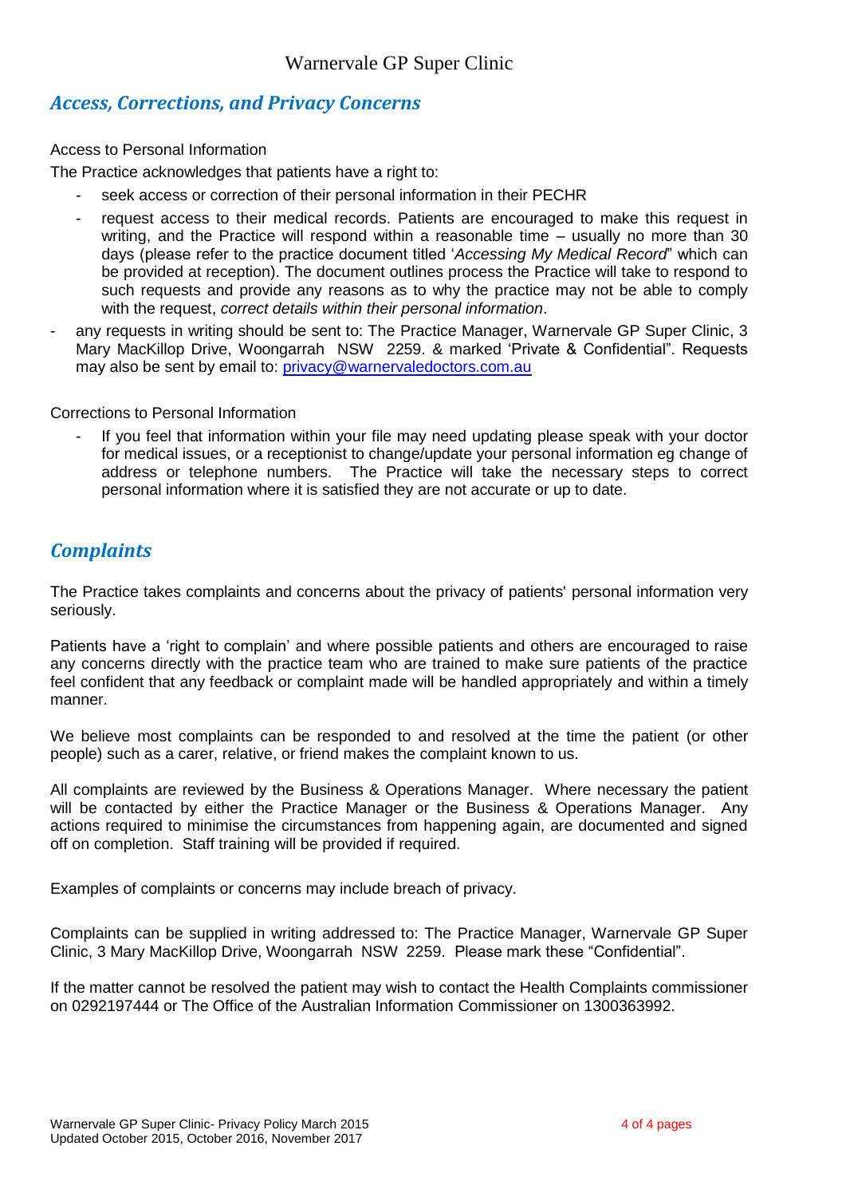## *Access, Corrections, and Privacy Concerns*

Access to Personal Information

The Practice acknowledges that patients have a right to:

- seek access or correction of their personal information in their PECHR
- request access to their medical records. Patients are encouraged to make this request in writing, and the Practice will respond within a reasonable time – usually no more than 30 days (please refer to the practice document titled '*Accessing My Medical Record*" which can be provided at reception). The document outlines process the Practice will take to respond to such requests and provide any reasons as to why the practice may not be able to comply with the request, *correct details within their personal information*.

- any requests in writing should be sent to: The Practice Manager, Warnervale GP Super Clinic, 3 Mary MacKillop Drive, Woongarrah NSW 2259. & marked 'Private & Confidential". Requests may also be sent by email to: privacy@warnervaledoctors.com.au

Corrections to Personal Information

- If you feel that information within your file may need updating please speak with your doctor for medical issues, or a receptionist to change/update your personal information eg change of address or telephone numbers. The Practice will take the necessary steps to correct personal information where it is satisfied they are not accurate or up to date.

## *Complaints*

The Practice takes complaints and concerns about the privacy of patients' personal information very seriously.

Patients have a 'right to complain' and where possible patients and others are encouraged to raise any concerns directly with the practice team who are trained to make sure patients of the practice feel confident that any feedback or complaint made will be handled appropriately and within a timely manner.

We believe most complaints can be responded to and resolved at the time the patient (or other people) such as a carer, relative, or friend makes the complaint known to us.

All complaints are reviewed by the Business & Operations Manager. Where necessary the patient will be contacted by either the Practice Manager or the Business & Operations Manager. Any actions required to minimise the circumstances from happening again, are documented and signed off on completion. Staff training will be provided if required.

Examples of complaints or concerns may include breach of privacy.

Complaints can be supplied in writing addressed to: The Practice Manager, Warnervale GP Super Clinic, 3 Mary MacKillop Drive, Woongarrah NSW 2259. Please mark these "Confidential".

If the matter cannot be resolved the patient may wish to contact the Health Complaints commissioner on 0292197444 or The Office of the Australian Information Commissioner on 1300363992.

Warnervale GP Super Clinic- Privacy Policy March 2015
Updated October 2015, October 2016, November 2017